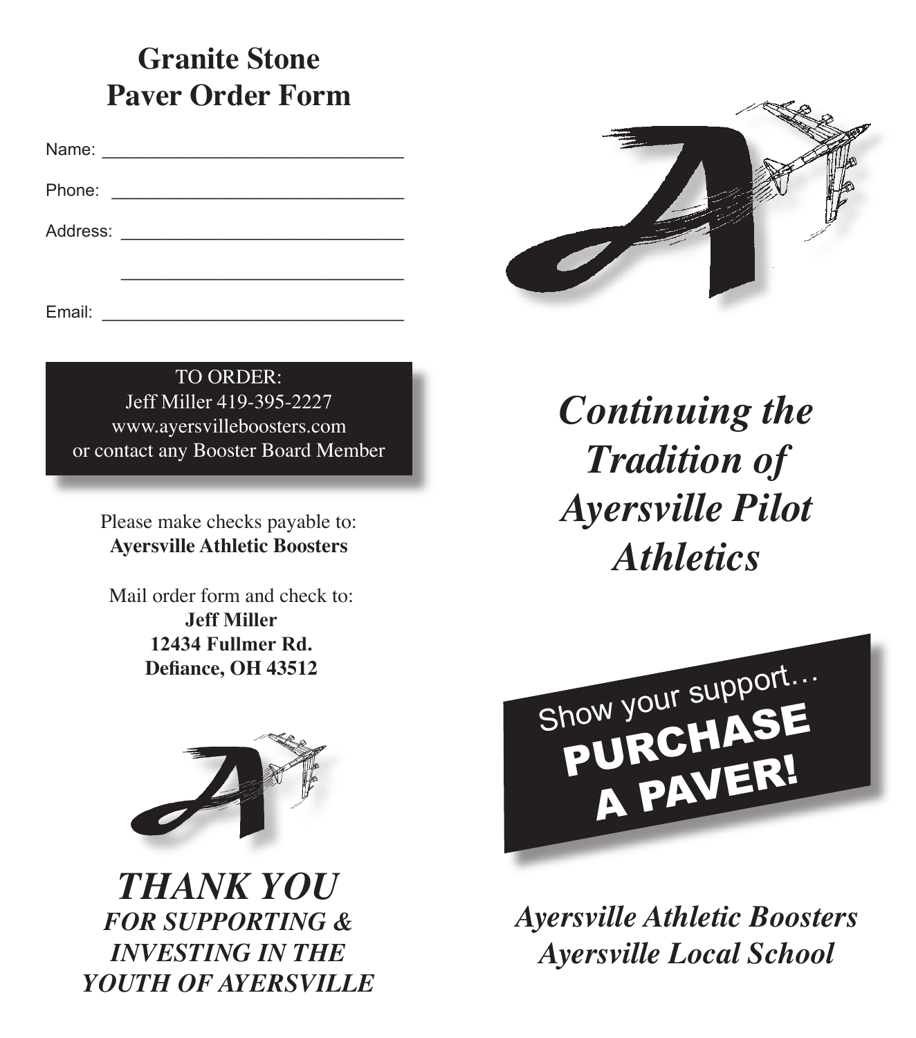## Granite Stone Paver Order Form

Name: ______________________________

Phone: ______________________________

Address: ______________________________

______________________________

Email: ______________________________

TO ORDER:
Jeff Miller 419-395-2227
www.ayersvilleboosters.com
or contact any Booster Board Member

Please make checks payable to:
**Ayersville Athletic Boosters**

Mail order form and check to:
**Jeff Miller**
**12434 Fullmer Rd.**
**Defiance, OH 43512**

***THANK YOU***
***FOR SUPPORTING & INVESTING IN THE YOUTH OF AYERSVILLE***

# *Continuing the Tradition of Ayersville Pilot Athletics*

Show your support…
**PURCHASE A PAVER!**

***Ayersville Athletic Boosters***
***Ayersville Local School***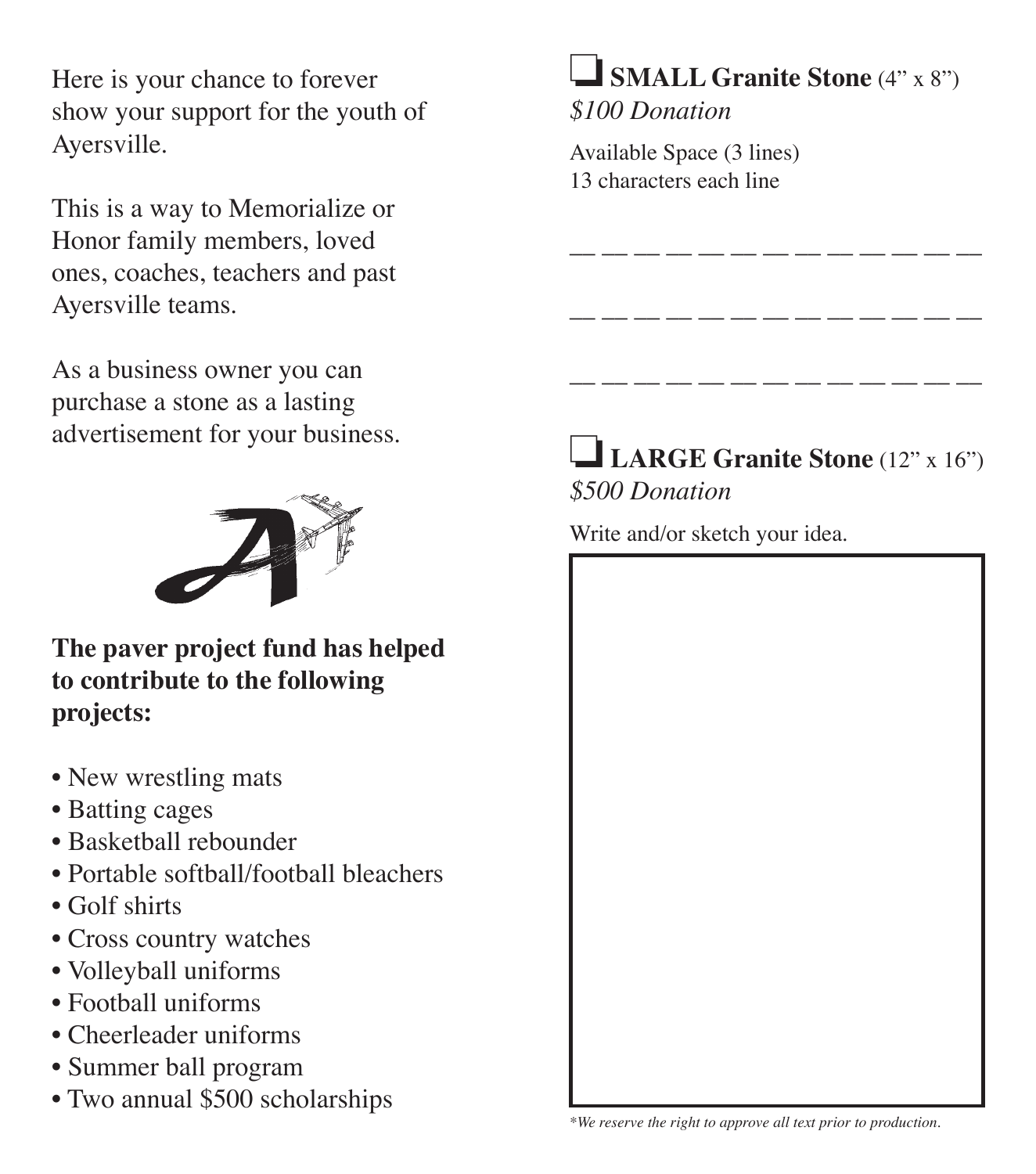Here is your chance to forever show your support for the youth of Ayersville.

This is a way to Memorialize or Honor family members, loved ones, coaches, teachers and past Ayersville teams.

As a business owner you can purchase a stone as a lasting advertisement for your business.

**The paver project fund has helped to contribute to the following projects:**

- New wrestling mats
- Batting cages
- Basketball rebounder
- Portable softball/football bleachers
- Golf shirts
- Cross country watches
- Volleyball uniforms
- Football uniforms
- Cheerleader uniforms
- Summer ball program
- Two annual $500 scholarships

❑ **SMALL Granite Stone** (4" x 8")
*$100 Donation*

Available Space (3 lines)
13 characters each line

\_ \_ \_ \_ \_ \_ \_ \_ \_ \_ \_ \_ \_

\_ \_ \_ \_ \_ \_ \_ \_ \_ \_ \_ \_ \_

\_ \_ \_ \_ \_ \_ \_ \_ \_ \_ \_ \_ \_

❑ **LARGE Granite Stone** (12" x 16")
*$500 Donation*

Write and/or sketch your idea.

*\*We reserve the right to approve all text prior to production.*